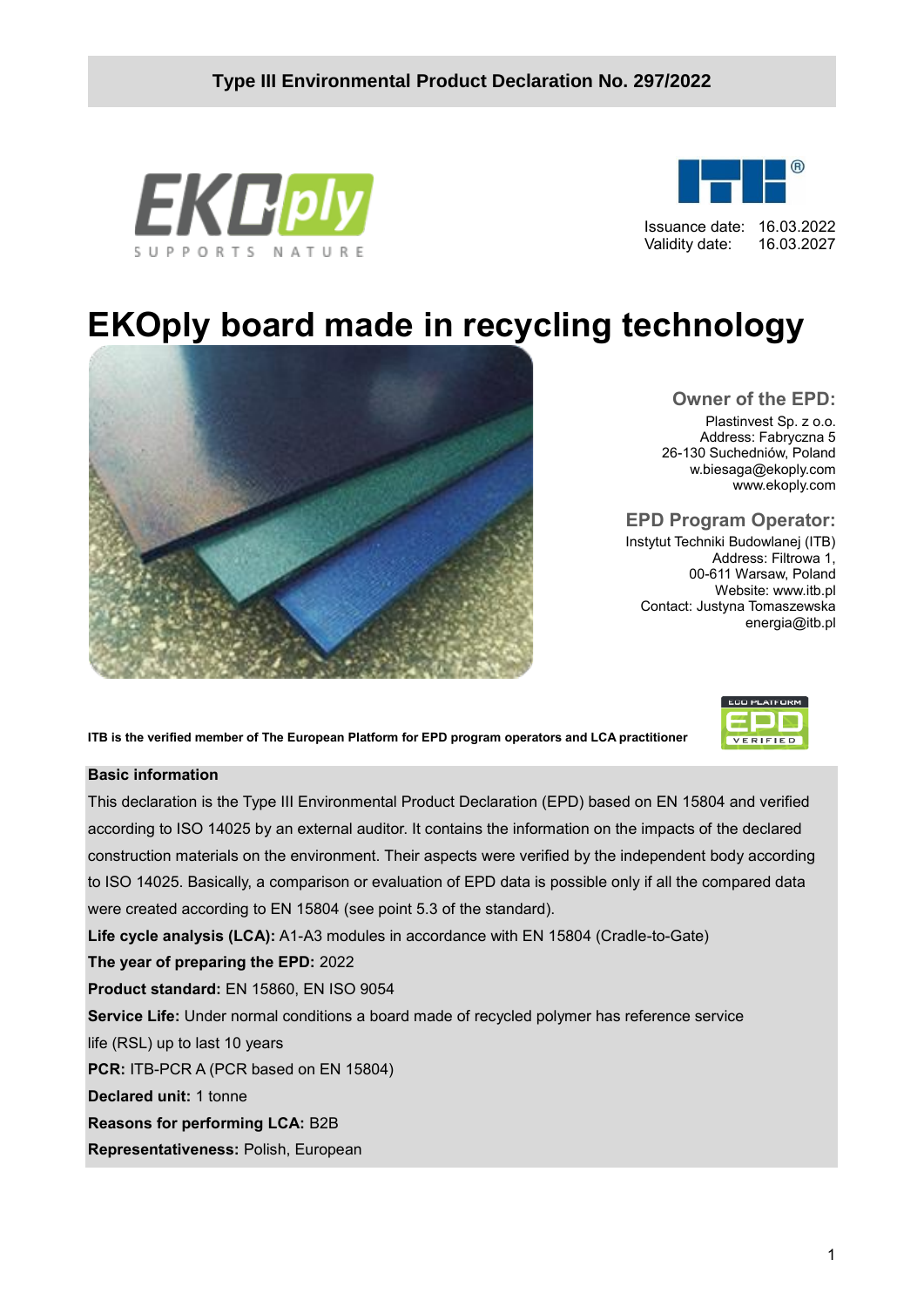**Type III Environmental Product Declaration No. 297/2022**

Issuance date: 16.03.2022
Validity date: 16.03.2027

# EKOply board made in recycling technology

### Owner of the EPD:

Plastinvest Sp. z o.o.
Address: Fabryczna 5
26-130 Suchedniów, Poland
w.biesaga@ekoply.com
www.ekoply.com

### EPD Program Operator:

Instytut Techniki Budowlanej (ITB)
Address: Filtrowa 1,
00-611 Warsaw, Poland
Website: www.itb.pl
Contact: Justyna Tomaszewska
energia@itb.pl

**ITB is the verified member of The European Platform for EPD program operators and LCA practitioner**

**Basic information**

This declaration is the Type III Environmental Product Declaration (EPD) based on EN 15804 and verified according to ISO 14025 by an external auditor. It contains the information on the impacts of the declared construction materials on the environment. Their aspects were verified by the independent body according to ISO 14025. Basically, a comparison or evaluation of EPD data is possible only if all the compared data were created according to EN 15804 (see point 5.3 of the standard).

**Life cycle analysis (LCA):** A1-A3 modules in accordance with EN 15804 (Cradle-to-Gate)

**The year of preparing the EPD:** 2022

**Product standard:** EN 15860, EN ISO 9054

**Service Life:** Under normal conditions a board made of recycled polymer has reference service life (RSL) up to last 10 years

**PCR:** ITB-PCR A (PCR based on EN 15804)

**Declared unit:** 1 tonne

**Reasons for performing LCA:** B2B

**Representativeness:** Polish, European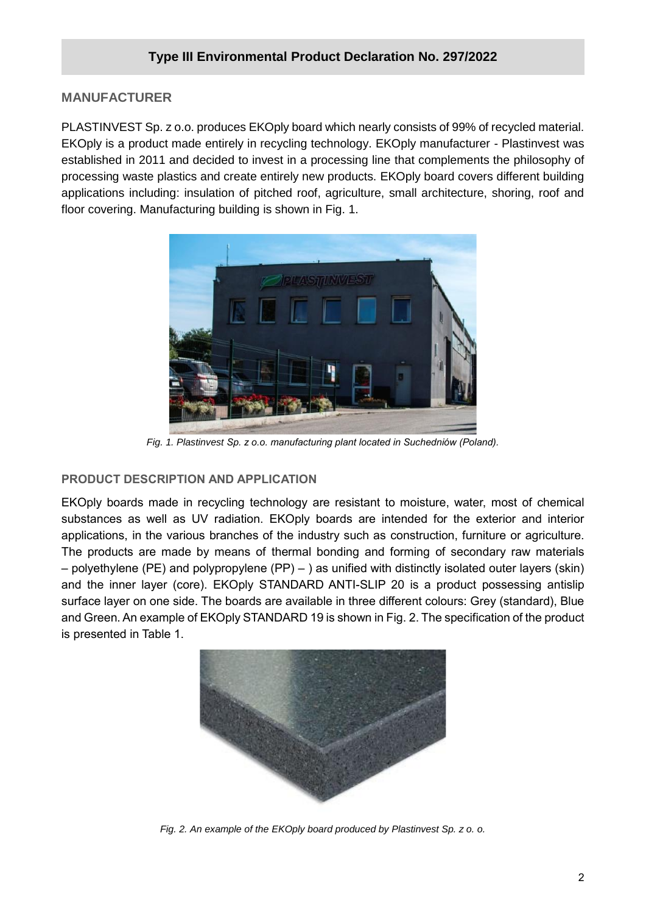**Type III Environmental Product Declaration No. 297/2022**

## MANUFACTURER

PLASTINVEST Sp. z o.o. produces EKOply board which nearly consists of 99% of recycled material. EKOply is a product made entirely in recycling technology. EKOply manufacturer - Plastinvest was established in 2011 and decided to invest in a processing line that complements the philosophy of processing waste plastics and create entirely new products. EKOply board covers different building applications including: insulation of pitched roof, agriculture, small architecture, shoring, roof and floor covering. Manufacturing building is shown in Fig. 1.

*Fig. 1. Plastinvest Sp. z o.o. manufacturing plant located in Suchedniów (Poland).*

### PRODUCT DESCRIPTION AND APPLICATION

EKOply boards made in recycling technology are resistant to moisture, water, most of chemical substances as well as UV radiation. EKOply boards are intended for the exterior and interior applications, in the various branches of the industry such as construction, furniture or agriculture. The products are made by means of thermal bonding and forming of secondary raw materials – polyethylene (PE) and polypropylene (PP) – ) as unified with distinctly isolated outer layers (skin) and the inner layer (core). EKOply STANDARD ANTI-SLIP 20 is a product possessing antislip surface layer on one side. The boards are available in three different colours: Grey (standard), Blue and Green. An example of EKOply STANDARD 19 is shown in Fig. 2. The specification of the product is presented in Table 1.

*Fig. 2. An example of the EKOply board produced by Plastinvest Sp. z o. o.*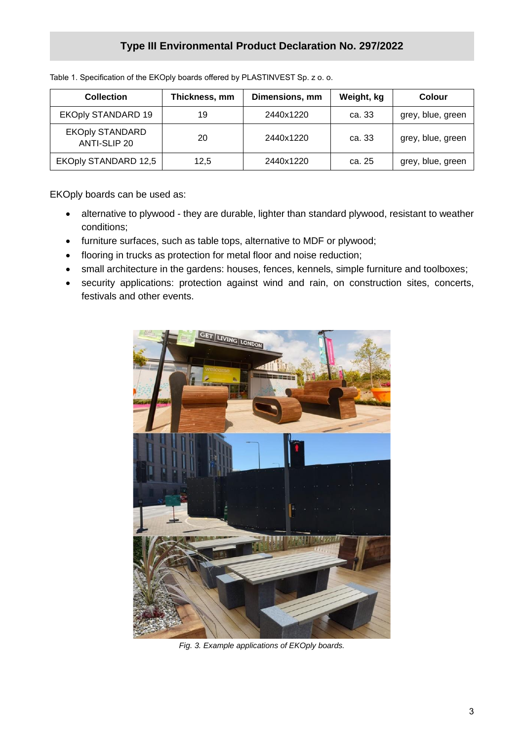Table 1. Specification of the EKOply boards offered by PLASTINVEST Sp. z o. o.

| Collection | Thickness, mm | Dimensions, mm | Weight, kg | Colour |
|---|---|---|---|---|
| EKOply STANDARD 19 | 19 | 2440x1220 | ca. 33 | grey, blue, green |
| EKOply STANDARD ANTI-SLIP 20 | 20 | 2440x1220 | ca. 33 | grey, blue, green |
| EKOply STANDARD 12,5 | 12,5 | 2440x1220 | ca. 25 | grey, blue, green |

EKOply boards can be used as:

- alternative to plywood - they are durable, lighter than standard plywood, resistant to weather conditions;
- furniture surfaces, such as table tops, alternative to MDF or plywood;
- flooring in trucks as protection for metal floor and noise reduction;
- small architecture in the gardens: houses, fences, kennels, simple furniture and toolboxes;
- security applications: protection against wind and rain, on construction sites, concerts, festivals and other events.

*Fig. 3. Example applications of EKOply boards.*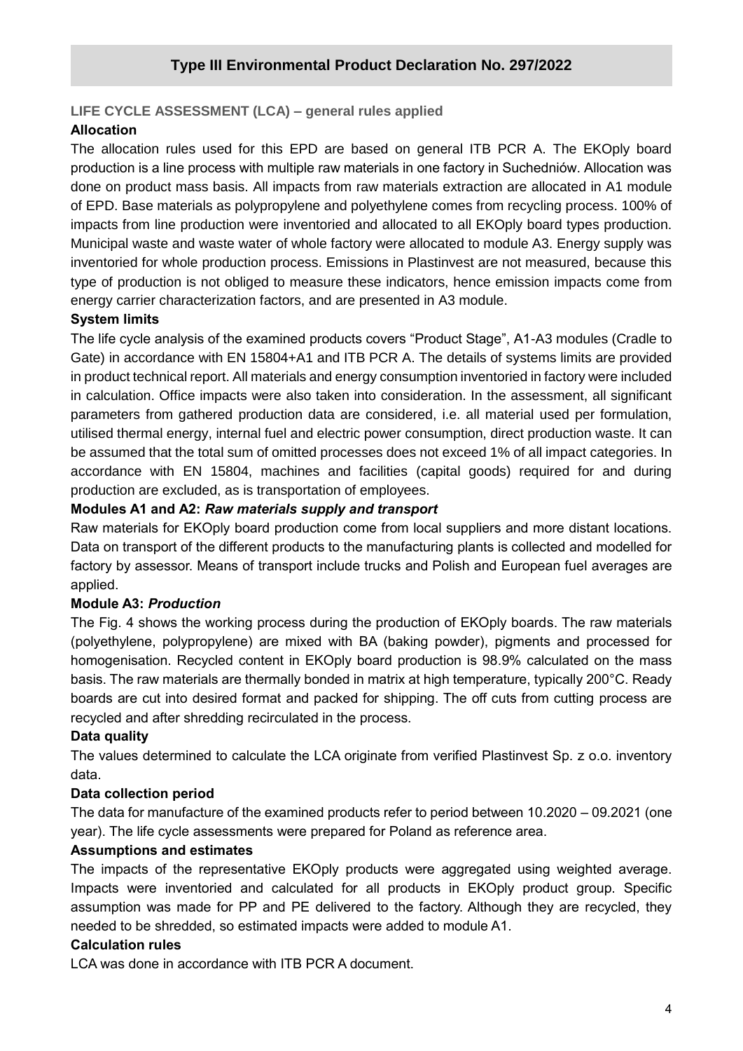## Type III Environmental Product Declaration No. 297/2022

### LIFE CYCLE ASSESSMENT (LCA) – general rules applied

**Allocation**

The allocation rules used for this EPD are based on general ITB PCR A. The EKOply board production is a line process with multiple raw materials in one factory in Suchedniów. Allocation was done on product mass basis. All impacts from raw materials extraction are allocated in A1 module of EPD. Base materials as polypropylene and polyethylene comes from recycling process. 100% of impacts from line production were inventoried and allocated to all EKOply board types production. Municipal waste and waste water of whole factory were allocated to module A3. Energy supply was inventoried for whole production process. Emissions in Plastinvest are not measured, because this type of production is not obliged to measure these indicators, hence emission impacts come from energy carrier characterization factors, and are presented in A3 module.

**System limits**

The life cycle analysis of the examined products covers "Product Stage", A1-A3 modules (Cradle to Gate) in accordance with EN 15804+A1 and ITB PCR A. The details of systems limits are provided in product technical report. All materials and energy consumption inventoried in factory were included in calculation. Office impacts were also taken into consideration. In the assessment, all significant parameters from gathered production data are considered, i.e. all material used per formulation, utilised thermal energy, internal fuel and electric power consumption, direct production waste. It can be assumed that the total sum of omitted processes does not exceed 1% of all impact categories. In accordance with EN 15804, machines and facilities (capital goods) required for and during production are excluded, as is transportation of employees.

**Modules A1 and A2:** ***Raw materials supply and transport***

Raw materials for EKOply board production come from local suppliers and more distant locations. Data on transport of the different products to the manufacturing plants is collected and modelled for factory by assessor. Means of transport include trucks and Polish and European fuel averages are applied.

**Module A3:** ***Production***

The Fig. 4 shows the working process during the production of EKOply boards. The raw materials (polyethylene, polypropylene) are mixed with BA (baking powder), pigments and processed for homogenisation. Recycled content in EKOply board production is 98.9% calculated on the mass basis. The raw materials are thermally bonded in matrix at high temperature, typically 200°C. Ready boards are cut into desired format and packed for shipping. The off cuts from cutting process are recycled and after shredding recirculated in the process.

**Data quality**

The values determined to calculate the LCA originate from verified Plastinvest Sp. z o.o. inventory data.

**Data collection period**

The data for manufacture of the examined products refer to period between 10.2020 – 09.2021 (one year). The life cycle assessments were prepared for Poland as reference area.

**Assumptions and estimates**

The impacts of the representative EKOply products were aggregated using weighted average. Impacts were inventoried and calculated for all products in EKOply product group. Specific assumption was made for PP and PE delivered to the factory. Although they are recycled, they needed to be shredded, so estimated impacts were added to module A1.

**Calculation rules**

LCA was done in accordance with ITB PCR A document.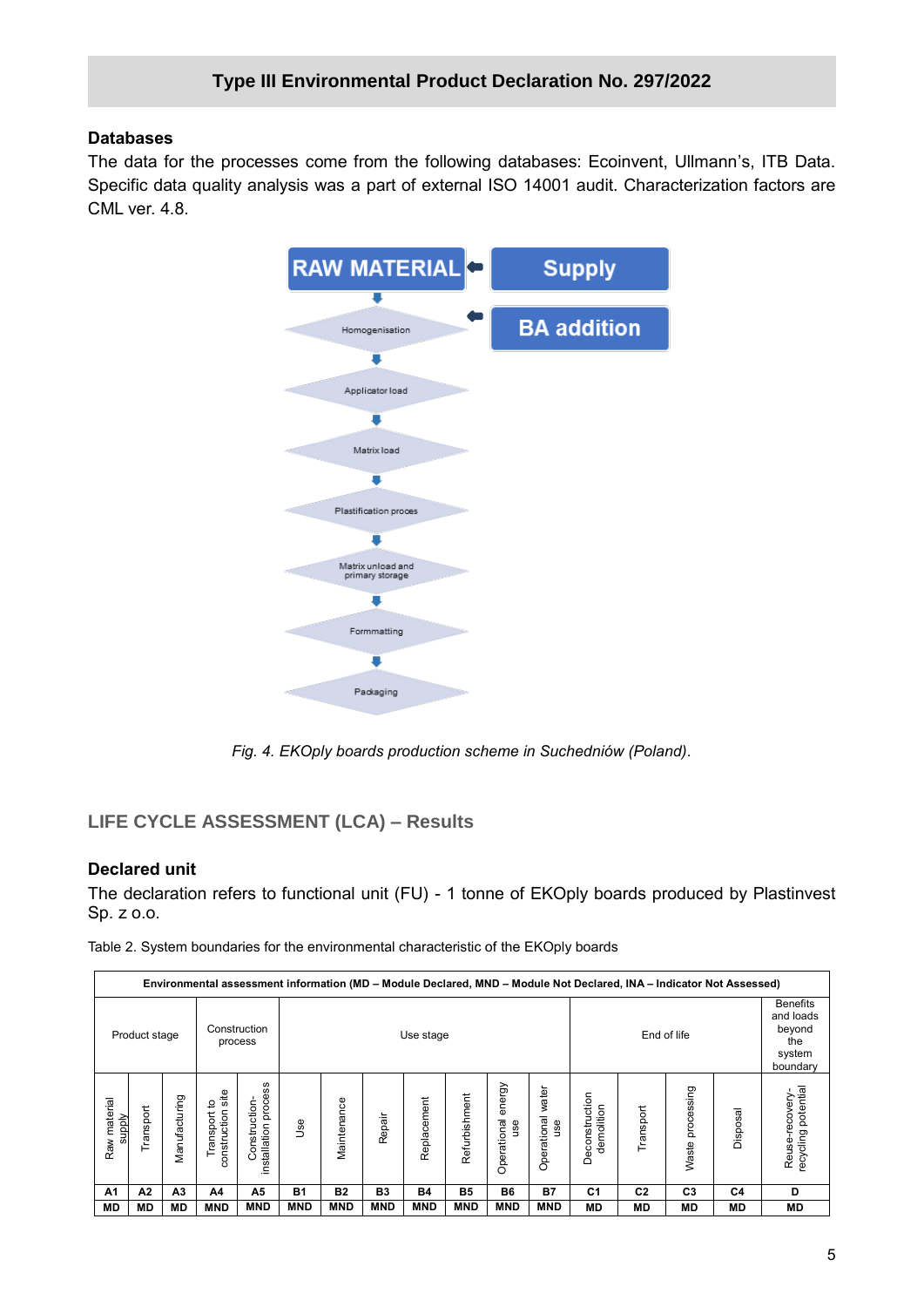## Databases

The data for the processes come from the following databases: Ecoinvent, Ullmann's, ITB Data. Specific data quality analysis was a part of external ISO 14001 audit. Characterization factors are CML ver. 4.8.

RAW MATERIAL ⬅ Supply

Homogenisation ⬅ BA addition

Applicator load

Matrix load

Plastification proces

Matrix unload and primary storage

Formmatting

Packaging

*Fig. 4. EKOply boards production scheme in Suchedniów (Poland).*

## LIFE CYCLE ASSESSMENT (LCA) – Results

### Declared unit

The declaration refers to functional unit (FU) - 1 tonne of EKOply boards produced by Plastinvest Sp. z o.o.

Table 2. System boundaries for the environmental characteristic of the EKOply boards

| Environmental assessment information (MD – Module Declared, MND – Module Not Declared, INA – Indicator Not Assessed) | | | | | | | | | | | | | | | | |
|---|---|---|---|---|---|---|---|---|---|---|---|---|---|---|---|---|
| Product stage | | | Construction process | | Use stage | | | | | | | End of life | | | | Benefits and loads beyond the system boundary |
| Raw material supply | Transport | Manufacturing | Transport to construction site | Construction-installation process | Use | Maintenance | Repair | Replacement | Refurbishment | Operational energy use | Operational water use | Deconstruction demolition | Transport | Waste processing | Disposal | Reuse-recovery-recycling potential |
| A1 | A2 | A3 | A4 | A5 | B1 | B2 | B3 | B4 | B5 | B6 | B7 | C1 | C2 | C3 | C4 | D |
| MD | MD | MD | MND | MND | MND | MND | MND | MND | MND | MND | MND | MD | MD | MD | MD | MD |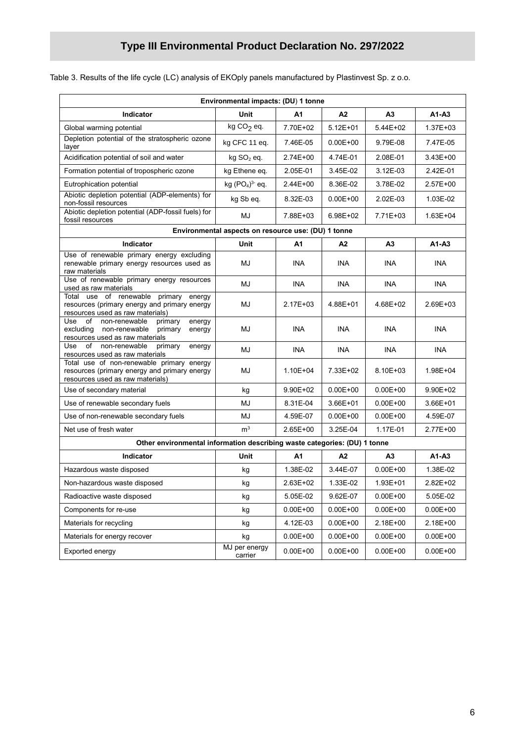# Type III Environmental Product Declaration No. 297/2022

Table 3. Results of the life cycle (LC) analysis of EKOply panels manufactured by Plastinvest Sp. z o.o.

| Environmental impacts: (DU) 1 tonne | | | | | |
|---|---|---|---|---|---|
| **Indicator** | **Unit** | **A1** | **A2** | **A3** | **A1-A3** |
| Global warming potential | kg $CO_2$ eq. | 7.70E+02 | 5.12E+01 | 5.44E+02 | 1.37E+03 |
| Depletion potential of the stratospheric ozone layer | kg CFC 11 eq. | 7.46E-05 | 0.00E+00 | 9.79E-08 | 7.47E-05 |
| Acidification potential of soil and water | kg $SO_2$ eq. | 2.74E+00 | 4.74E-01 | 2.08E-01 | 3.43E+00 |
| Formation potential of tropospheric ozone | kg Ethene eq. | 2.05E-01 | 3.45E-02 | 3.12E-03 | 2.42E-01 |
| Eutrophication potential | kg $(PO_4)^{3-}$ eq. | 2.44E+00 | 8.36E-02 | 3.78E-02 | 2.57E+00 |
| Abiotic depletion potential (ADP-elements) for non-fossil resources | kg Sb eq. | 8.32E-03 | 0.00E+00 | 2.02E-03 | 1.03E-02 |
| Abiotic depletion potential (ADP-fossil fuels) for fossil resources | MJ | 7.88E+03 | 6.98E+02 | 7.71E+03 | 1.63E+04 |
| **Environmental aspects on resource use: (DU) 1 tonne** | | | | | |
| **Indicator** | **Unit** | **A1** | **A2** | **A3** | **A1-A3** |
| Use of renewable primary energy excluding renewable primary energy resources used as raw materials | MJ | INA | INA | INA | INA |
| Use of renewable primary energy resources used as raw materials | MJ | INA | INA | INA | INA |
| Total use of renewable primary energy resources (primary energy and primary energy resources used as raw materials) | MJ | 2.17E+03 | 4.88E+01 | 4.68E+02 | 2.69E+03 |
| Use of non-renewable primary energy excluding non-renewable primary energy resources used as raw materials | MJ | INA | INA | INA | INA |
| Use of non-renewable primary energy resources used as raw materials | MJ | INA | INA | INA | INA |
| Total use of non-renewable primary energy resources (primary energy and primary energy resources used as raw materials) | MJ | 1.10E+04 | 7.33E+02 | 8.10E+03 | 1.98E+04 |
| Use of secondary material | kg | 9.90E+02 | 0.00E+00 | 0.00E+00 | 9.90E+02 |
| Use of renewable secondary fuels | MJ | 8.31E-04 | 3.66E+01 | 0.00E+00 | 3.66E+01 |
| Use of non-renewable secondary fuels | MJ | 4.59E-07 | 0.00E+00 | 0.00E+00 | 4.59E-07 |
| Net use of fresh water | $m^3$ | 2.65E+00 | 3.25E-04 | 1.17E-01 | 2.77E+00 |
| **Other environmental information describing waste categories: (DU) 1 tonne** | | | | | |
| **Indicator** | **Unit** | **A1** | **A2** | **A3** | **A1-A3** |
| Hazardous waste disposed | kg | 1.38E-02 | 3.44E-07 | 0.00E+00 | 1.38E-02 |
| Non-hazardous waste disposed | kg | 2.63E+02 | 1.33E-02 | 1.93E+01 | 2.82E+02 |
| Radioactive waste disposed | kg | 5.05E-02 | 9.62E-07 | 0.00E+00 | 5.05E-02 |
| Components for re-use | kg | 0.00E+00 | 0.00E+00 | 0.00E+00 | 0.00E+00 |
| Materials for recycling | kg | 4.12E-03 | 0.00E+00 | 2.18E+00 | 2.18E+00 |
| Materials for energy recover | kg | 0.00E+00 | 0.00E+00 | 0.00E+00 | 0.00E+00 |
| Exported energy | MJ per energy carrier | 0.00E+00 | 0.00E+00 | 0.00E+00 | 0.00E+00 |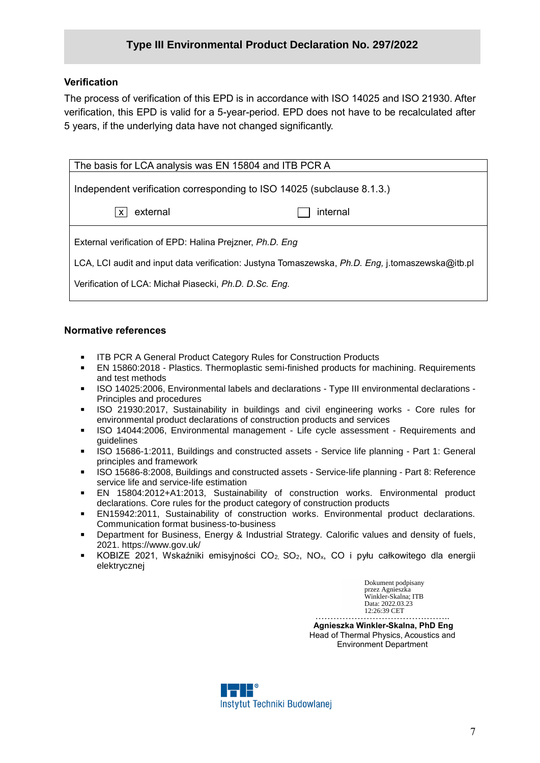**Type III Environmental Product Declaration No. 297/2022**

## Verification

The process of verification of this EPD is in accordance with ISO 14025 and ISO 21930. After verification, this EPD is valid for a 5-year-period. EPD does not have to be recalculated after 5 years, if the underlying data have not changed significantly.

| The basis for LCA analysis was EN 15804 and ITB PCR A | |
|---|---|
| Independent verification corresponding to ISO 14025 (subclause 8.1.3.) | |
| [x] external | [ ] internal |
| External verification of EPD: Halina Prejzner, *Ph.D. Eng* | |
| LCA, LCI audit and input data verification: Justyna Tomaszewska, *Ph.D. Eng,* j.tomaszewska@itb.pl | |
| Verification of LCA: Michał Piasecki, *Ph.D. D.Sc. Eng.* | |

## Normative references

- ITB PCR A General Product Category Rules for Construction Products
- EN 15860:2018 - Plastics. Thermoplastic semi-finished products for machining. Requirements and test methods
- ISO 14025:2006, Environmental labels and declarations - Type III environmental declarations - Principles and procedures
- ISO 21930:2017, Sustainability in buildings and civil engineering works - Core rules for environmental product declarations of construction products and services
- ISO 14044:2006, Environmental management - Life cycle assessment - Requirements and guidelines
- ISO 15686-1:2011, Buildings and constructed assets - Service life planning - Part 1: General principles and framework
- ISO 15686-8:2008, Buildings and constructed assets - Service-life planning - Part 8: Reference service life and service-life estimation
- EN 15804:2012+A1:2013, Sustainability of construction works. Environmental product declarations. Core rules for the product category of construction products
- EN15942:2011, Sustainability of construction works. Environmental product declarations. Communication format business-to-business
- Department for Business, Energy & Industrial Strategy. Calorific values and density of fuels, 2021. https://www.gov.uk/
- KOBIZE 2021, Wskaźniki emisyjności $CO_2$, $SO_2$, $NO_x$, CO i pyłu całkowitego dla energii elektrycznej

Dokument podpisany przez Agnieszka Winkler-Skalna; ITB
Data: 2022.03.23 12:26:39 CET

……………………………………..

**Agnieszka Winkler-Skalna, PhD Eng**
Head of Thermal Physics, Acoustics and Environment Department

Instytut Techniki Budowlanej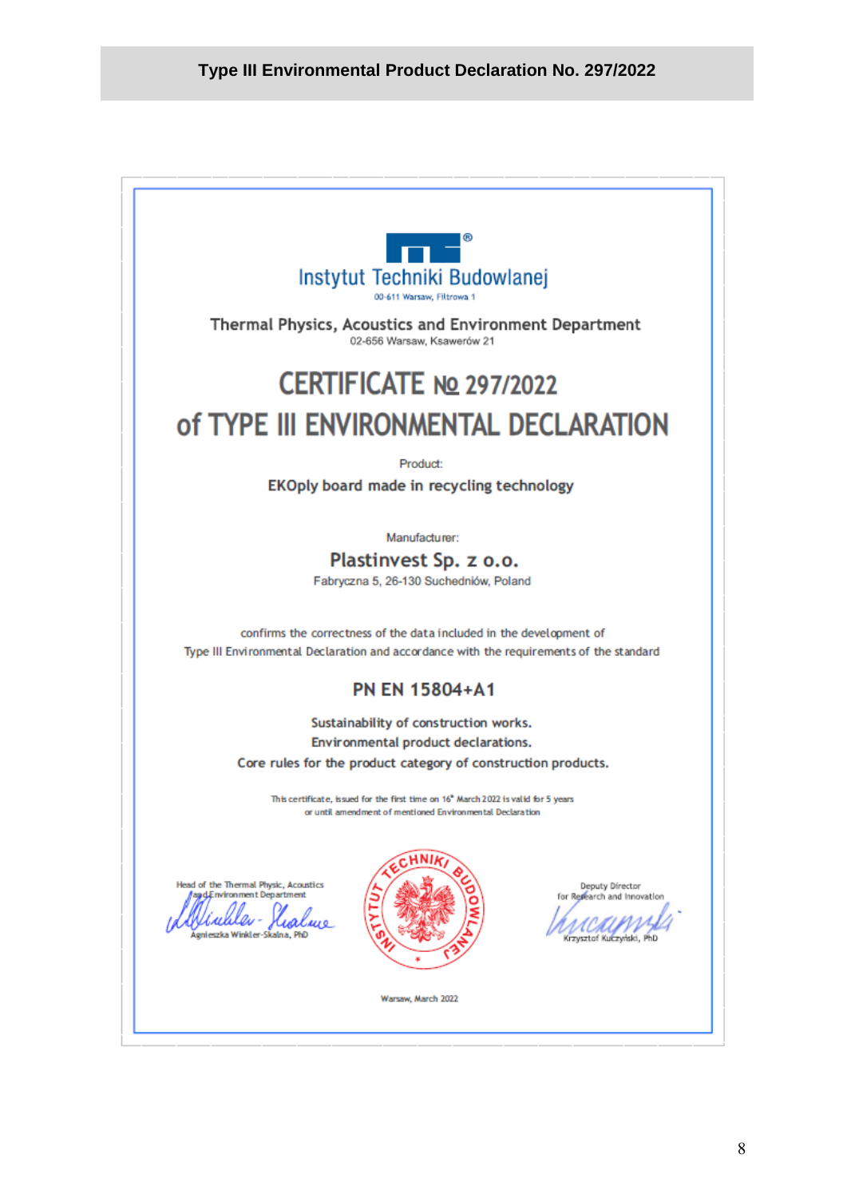Instytut Techniki Budowlanej

00-611 Warsaw, Filtrowa 1

Thermal Physics, Acoustics and Environment Department

02-656 Warsaw, Ksawerów 21

# CERTIFICATE № 297/2022
# of TYPE III ENVIRONMENTAL DECLARATION

Product:

**EKOply board made in recycling technology**

Manufacturer:

**Plastinvest Sp. z o.o.**

Fabryczna 5, 26-130 Suchedniów, Poland

confirms the correctness of the data included in the development of Type III Environmental Declaration and accordance with the requirements of the standard

**PN EN 15804+A1**

**Sustainability of construction works.**
**Environmental product declarations.**
**Core rules for the product category of construction products.**

This certificate, issued for the first time on 16th March 2022 is valid for 5 years or until amendment of mentioned Environmental Declaration

Head of the Thermal Physic, Acoustics and Environment Department

Agnieszka Winkler-Skalna, PhD

INSTYTUT TECHNIKI BUDOWLANEJ

Deputy Director for Research and Innovation

Krzysztof Kuczyński, PhD

Warsaw, March 2022